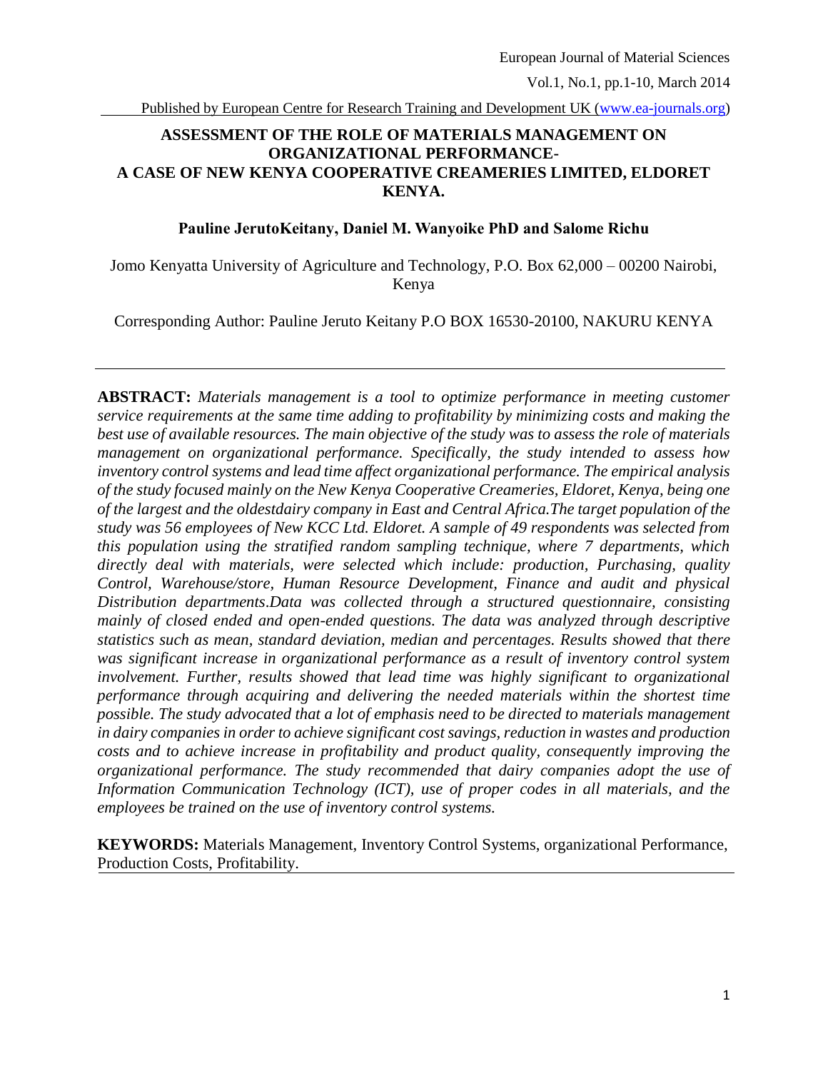# ASSESSMENT OF THE ROLE OF MATERIALS MANAGEMENT ON ORGANIZATIONAL PERFORMANCE- A CASE OF NEW KENYA COOPERATIVE CREAMERIES LIMITED, ELDORET KENYA.

**Pauline JerutoKeitany, Daniel M. Wanyoike PhD and Salome Richu**

Jomo Kenyatta University of Agriculture and Technology, P.O. Box 62,000 – 00200 Nairobi, Kenya

Corresponding Author: Pauline Jeruto Keitany P.O BOX 16530-20100, NAKURU KENYA

---

**ABSTRACT:** *Materials management is a tool to optimize performance in meeting customer service requirements at the same time adding to profitability by minimizing costs and making the best use of available resources. The main objective of the study was to assess the role of materials management on organizational performance. Specifically, the study intended to assess how inventory control systems and lead time affect organizational performance. The empirical analysis of the study focused mainly on the New Kenya Cooperative Creameries, Eldoret, Kenya, being one of the largest and the oldestdairy company in East and Central Africa.The target population of the study was 56 employees of New KCC Ltd. Eldoret. A sample of 49 respondents was selected from this population using the stratified random sampling technique, where 7 departments, which directly deal with materials, were selected which include: production, Purchasing, quality Control, Warehouse/store, Human Resource Development, Finance and audit and physical Distribution departments.Data was collected through a structured questionnaire, consisting mainly of closed ended and open-ended questions. The data was analyzed through descriptive statistics such as mean, standard deviation, median and percentages. Results showed that there was significant increase in organizational performance as a result of inventory control system involvement. Further, results showed that lead time was highly significant to organizational performance through acquiring and delivering the needed materials within the shortest time possible. The study advocated that a lot of emphasis need to be directed to materials management in dairy companies in order to achieve significant cost savings, reduction in wastes and production costs and to achieve increase in profitability and product quality, consequently improving the organizational performance. The study recommended that dairy companies adopt the use of Information Communication Technology (ICT), use of proper codes in all materials, and the employees be trained on the use of inventory control systems.*

**KEYWORDS:** Materials Management, Inventory Control Systems, organizational Performance, Production Costs, Profitability.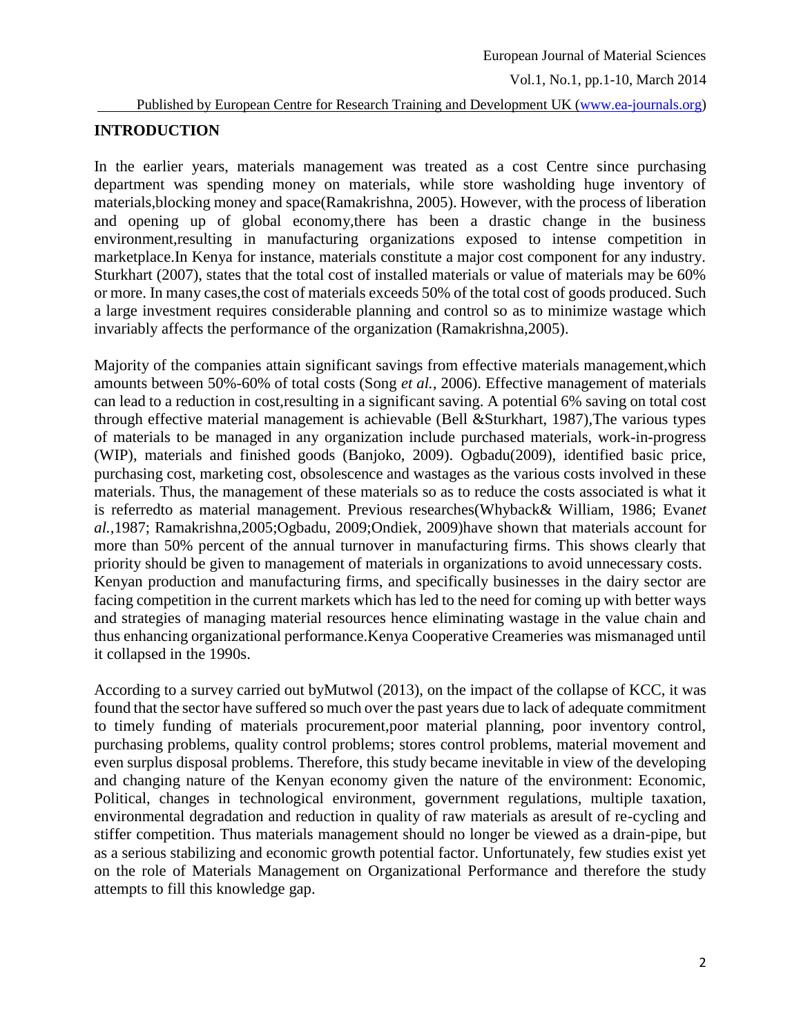## INTRODUCTION

In the earlier years, materials management was treated as a cost Centre since purchasing department was spending money on materials, while store washolding huge inventory of materials,blocking money and space(Ramakrishna, 2005). However, with the process of liberation and opening up of global economy,there has been a drastic change in the business environment,resulting in manufacturing organizations exposed to intense competition in marketplace.In Kenya for instance, materials constitute a major cost component for any industry. Sturkhart (2007), states that the total cost of installed materials or value of materials may be 60% or more. In many cases,the cost of materials exceeds 50% of the total cost of goods produced. Such a large investment requires considerable planning and control so as to minimize wastage which invariably affects the performance of the organization (Ramakrishna,2005).

Majority of the companies attain significant savings from effective materials management,which amounts between 50%-60% of total costs (Song *et al.,* 2006). Effective management of materials can lead to a reduction in cost,resulting in a significant saving. A potential 6% saving on total cost through effective material management is achievable (Bell &Sturkhart, 1987),The various types of materials to be managed in any organization include purchased materials, work-in-progress (WIP), materials and finished goods (Banjoko, 2009). Ogbadu(2009), identified basic price, purchasing cost, marketing cost, obsolescence and wastages as the various costs involved in these materials. Thus, the management of these materials so as to reduce the costs associated is what it is referredto as material management. Previous researches(Whyback& William, 1986; Evan*et al.,*1987; Ramakrishna,2005;Ogbadu, 2009;Ondiek, 2009)have shown that materials account for more than 50% percent of the annual turnover in manufacturing firms. This shows clearly that priority should be given to management of materials in organizations to avoid unnecessary costs. Kenyan production and manufacturing firms, and specifically businesses in the dairy sector are facing competition in the current markets which has led to the need for coming up with better ways and strategies of managing material resources hence eliminating wastage in the value chain and thus enhancing organizational performance.Kenya Cooperative Creameries was mismanaged until it collapsed in the 1990s.

According to a survey carried out byMutwol (2013), on the impact of the collapse of KCC, it was found that the sector have suffered so much over the past years due to lack of adequate commitment to timely funding of materials procurement,poor material planning, poor inventory control, purchasing problems, quality control problems; stores control problems, material movement and even surplus disposal problems. Therefore, this study became inevitable in view of the developing and changing nature of the Kenyan economy given the nature of the environment: Economic, Political, changes in technological environment, government regulations, multiple taxation, environmental degradation and reduction in quality of raw materials as aresult of re-cycling and stiffer competition. Thus materials management should no longer be viewed as a drain-pipe, but as a serious stabilizing and economic growth potential factor. Unfortunately, few studies exist yet on the role of Materials Management on Organizational Performance and therefore the study attempts to fill this knowledge gap.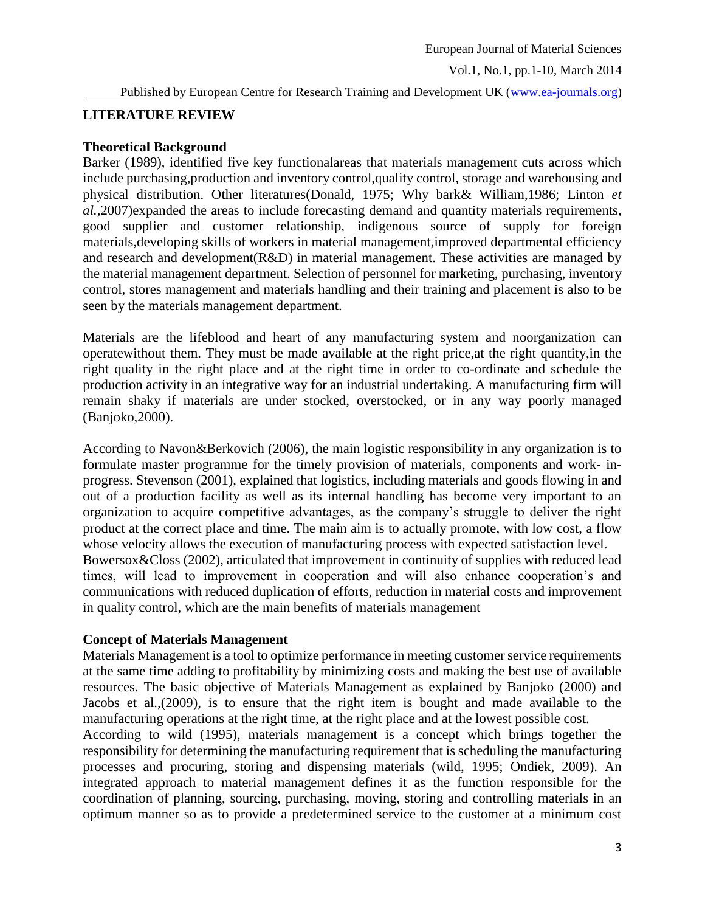## LITERATURE REVIEW

### Theoretical Background

Barker (1989), identified five key functionalareas that materials management cuts across which include purchasing,production and inventory control,quality control, storage and warehousing and physical distribution. Other literatures(Donald, 1975; Why bark& William,1986; Linton *et al.*,2007)expanded the areas to include forecasting demand and quantity materials requirements, good supplier and customer relationship, indigenous source of supply for foreign materials,developing skills of workers in material management,improved departmental efficiency and research and development(R&D) in material management. These activities are managed by the material management department. Selection of personnel for marketing, purchasing, inventory control, stores management and materials handling and their training and placement is also to be seen by the materials management department.

Materials are the lifeblood and heart of any manufacturing system and noorganization can operatewithout them. They must be made available at the right price,at the right quantity,in the right quality in the right place and at the right time in order to co-ordinate and schedule the production activity in an integrative way for an industrial undertaking. A manufacturing firm will remain shaky if materials are under stocked, overstocked, or in any way poorly managed (Banjoko,2000).

According to Navon&Berkovich (2006), the main logistic responsibility in any organization is to formulate master programme for the timely provision of materials, components and work- in-progress. Stevenson (2001), explained that logistics, including materials and goods flowing in and out of a production facility as well as its internal handling has become very important to an organization to acquire competitive advantages, as the company's struggle to deliver the right product at the correct place and time. The main aim is to actually promote, with low cost, a flow whose velocity allows the execution of manufacturing process with expected satisfaction level.
Bowersox&Closs (2002), articulated that improvement in continuity of supplies with reduced lead times, will lead to improvement in cooperation and will also enhance cooperation's and communications with reduced duplication of efforts, reduction in material costs and improvement in quality control, which are the main benefits of materials management

### Concept of Materials Management

Materials Management is a tool to optimize performance in meeting customer service requirements at the same time adding to profitability by minimizing costs and making the best use of available resources. The basic objective of Materials Management as explained by Banjoko (2000) and Jacobs et al.,(2009), is to ensure that the right item is bought and made available to the manufacturing operations at the right time, at the right place and at the lowest possible cost.
According to wild (1995), materials management is a concept which brings together the responsibility for determining the manufacturing requirement that is scheduling the manufacturing processes and procuring, storing and dispensing materials (wild, 1995; Ondiek, 2009). An integrated approach to material management defines it as the function responsible for the coordination of planning, sourcing, purchasing, moving, storing and controlling materials in an optimum manner so as to provide a predetermined service to the customer at a minimum cost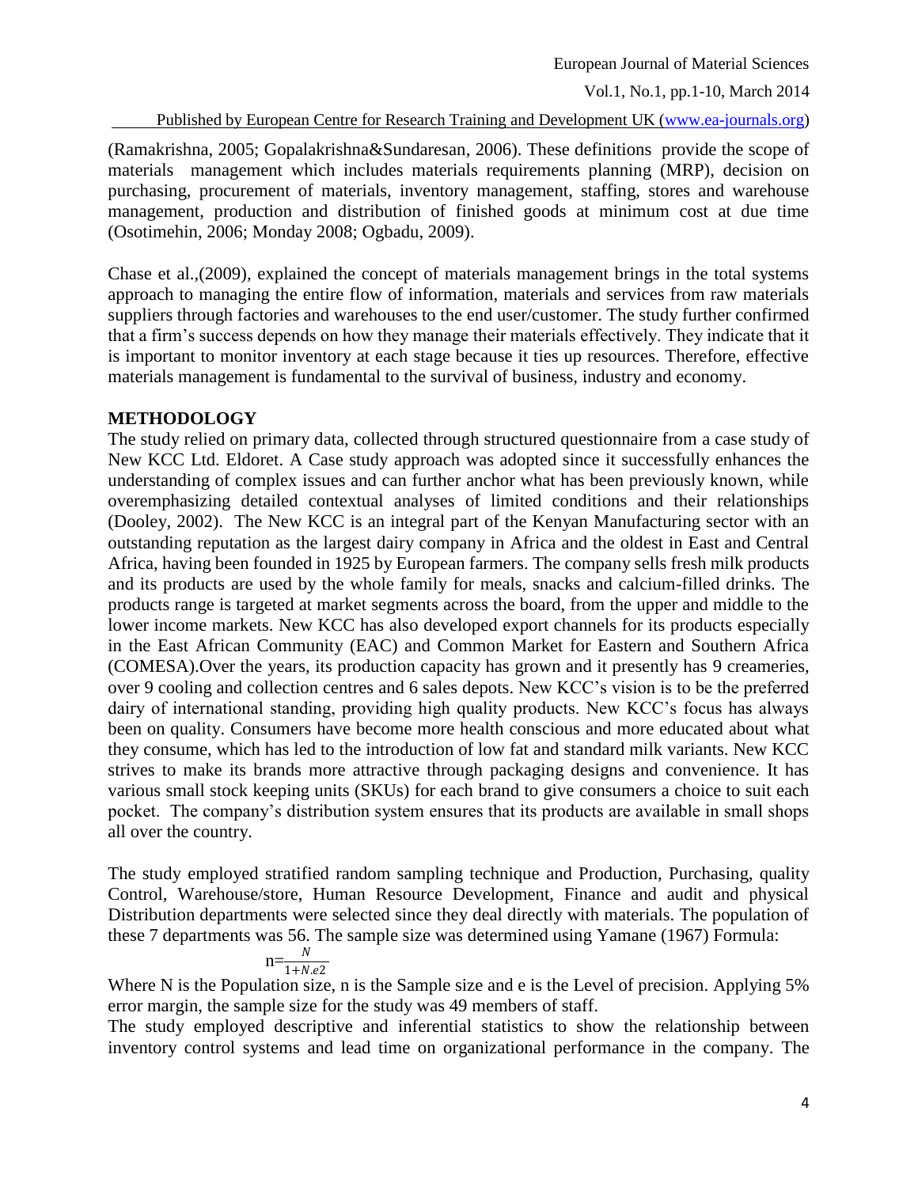(Ramakrishna, 2005; Gopalakrishna&Sundaresan, 2006). These definitions provide the scope of materials management which includes materials requirements planning (MRP), decision on purchasing, procurement of materials, inventory management, staffing, stores and warehouse management, production and distribution of finished goods at minimum cost at due time (Osotimehin, 2006; Monday 2008; Ogbadu, 2009).

Chase et al.,(2009), explained the concept of materials management brings in the total systems approach to managing the entire flow of information, materials and services from raw materials suppliers through factories and warehouses to the end user/customer. The study further confirmed that a firm's success depends on how they manage their materials effectively. They indicate that it is important to monitor inventory at each stage because it ties up resources. Therefore, effective materials management is fundamental to the survival of business, industry and economy.

## METHODOLOGY

The study relied on primary data, collected through structured questionnaire from a case study of New KCC Ltd. Eldoret. A Case study approach was adopted since it successfully enhances the understanding of complex issues and can further anchor what has been previously known, while overemphasizing detailed contextual analyses of limited conditions and their relationships (Dooley, 2002). The New KCC is an integral part of the Kenyan Manufacturing sector with an outstanding reputation as the largest dairy company in Africa and the oldest in East and Central Africa, having been founded in 1925 by European farmers. The company sells fresh milk products and its products are used by the whole family for meals, snacks and calcium-filled drinks. The products range is targeted at market segments across the board, from the upper and middle to the lower income markets. New KCC has also developed export channels for its products especially in the East African Community (EAC) and Common Market for Eastern and Southern Africa (COMESA).Over the years, its production capacity has grown and it presently has 9 creameries, over 9 cooling and collection centres and 6 sales depots. New KCC's vision is to be the preferred dairy of international standing, providing high quality products. New KCC's focus has always been on quality. Consumers have become more health conscious and more educated about what they consume, which has led to the introduction of low fat and standard milk variants. New KCC strives to make its brands more attractive through packaging designs and convenience. It has various small stock keeping units (SKUs) for each brand to give consumers a choice to suit each pocket. The company's distribution system ensures that its products are available in small shops all over the country.

The study employed stratified random sampling technique and Production, Purchasing, quality Control, Warehouse/store, Human Resource Development, Finance and audit and physical Distribution departments were selected since they deal directly with materials. The population of these 7 departments was 56. The sample size was determined using Yamane (1967) Formula:

$$n=\frac{N}{1+N.e2}$$

Where N is the Population size, n is the Sample size and e is the Level of precision. Applying 5% error margin, the sample size for the study was 49 members of staff.

The study employed descriptive and inferential statistics to show the relationship between inventory control systems and lead time on organizational performance in the company. The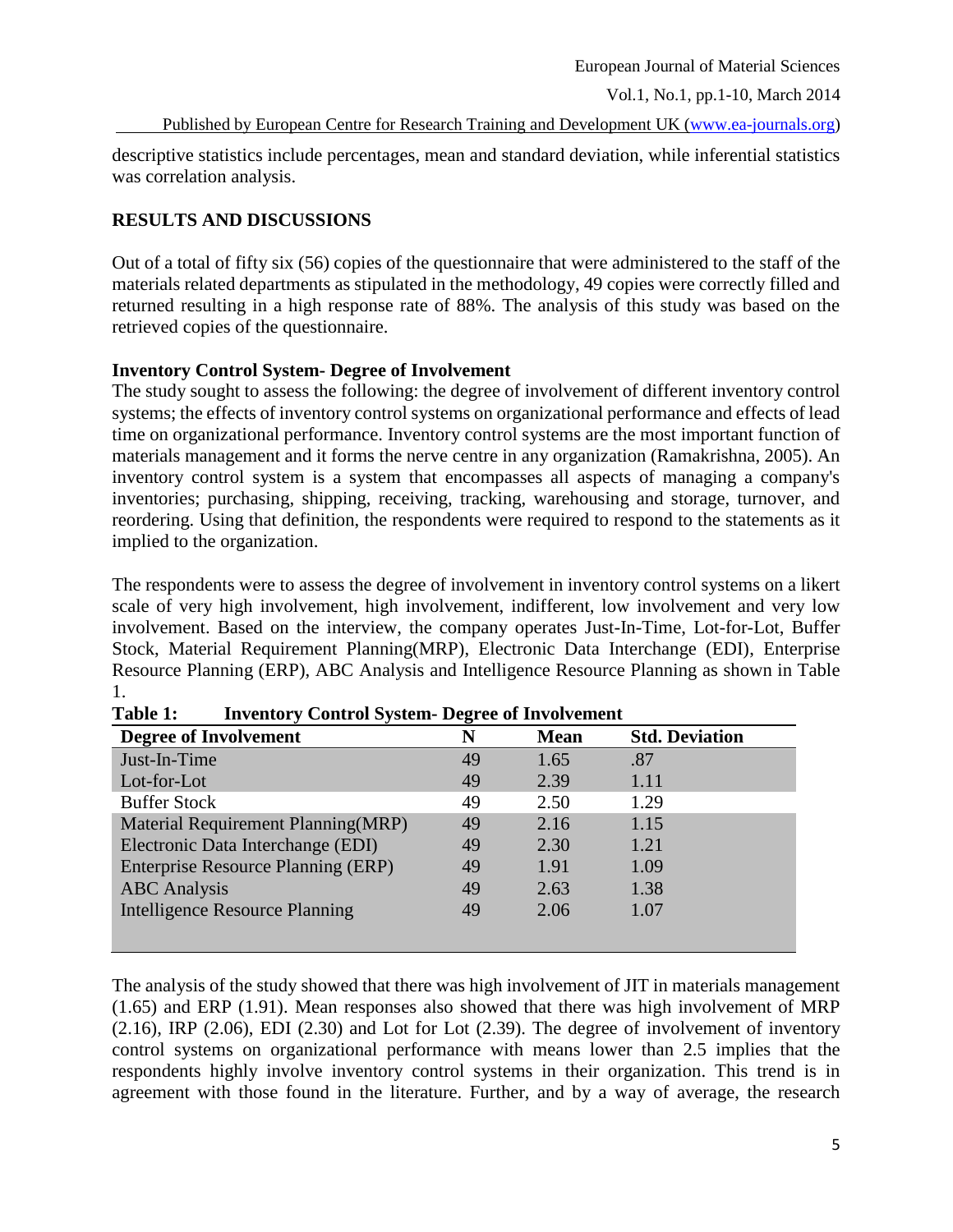descriptive statistics include percentages, mean and standard deviation, while inferential statistics was correlation analysis.

## RESULTS AND DISCUSSIONS

Out of a total of fifty six (56) copies of the questionnaire that were administered to the staff of the materials related departments as stipulated in the methodology, 49 copies were correctly filled and returned resulting in a high response rate of 88%. The analysis of this study was based on the retrieved copies of the questionnaire.

### Inventory Control System- Degree of Involvement

The study sought to assess the following: the degree of involvement of different inventory control systems; the effects of inventory control systems on organizational performance and effects of lead time on organizational performance. Inventory control systems are the most important function of materials management and it forms the nerve centre in any organization (Ramakrishna, 2005). An inventory control system is a system that encompasses all aspects of managing a company's inventories; purchasing, shipping, receiving, tracking, warehousing and storage, turnover, and reordering. Using that definition, the respondents were required to respond to the statements as it implied to the organization.

The respondents were to assess the degree of involvement in inventory control systems on a likert scale of very high involvement, high involvement, indifferent, low involvement and very low involvement. Based on the interview, the company operates Just-In-Time, Lot-for-Lot, Buffer Stock, Material Requirement Planning(MRP), Electronic Data Interchange (EDI), Enterprise Resource Planning (ERP), ABC Analysis and Intelligence Resource Planning as shown in Table 1.

**Table 1: Inventory Control System- Degree of Involvement**

| Degree of Involvement | N | Mean | Std. Deviation |
|---|---|---|---|
| Just-In-Time | 49 | 1.65 | .87 |
| Lot-for-Lot | 49 | 2.39 | 1.11 |
| Buffer Stock | 49 | 2.50 | 1.29 |
| Material Requirement Planning(MRP) | 49 | 2.16 | 1.15 |
| Electronic Data Interchange (EDI) | 49 | 2.30 | 1.21 |
| Enterprise Resource Planning (ERP) | 49 | 1.91 | 1.09 |
| ABC Analysis | 49 | 2.63 | 1.38 |
| Intelligence Resource Planning | 49 | 2.06 | 1.07 |

The analysis of the study showed that there was high involvement of JIT in materials management (1.65) and ERP (1.91). Mean responses also showed that there was high involvement of MRP (2.16), IRP (2.06), EDI (2.30) and Lot for Lot (2.39). The degree of involvement of inventory control systems on organizational performance with means lower than 2.5 implies that the respondents highly involve inventory control systems in their organization. This trend is in agreement with those found in the literature. Further, and by a way of average, the research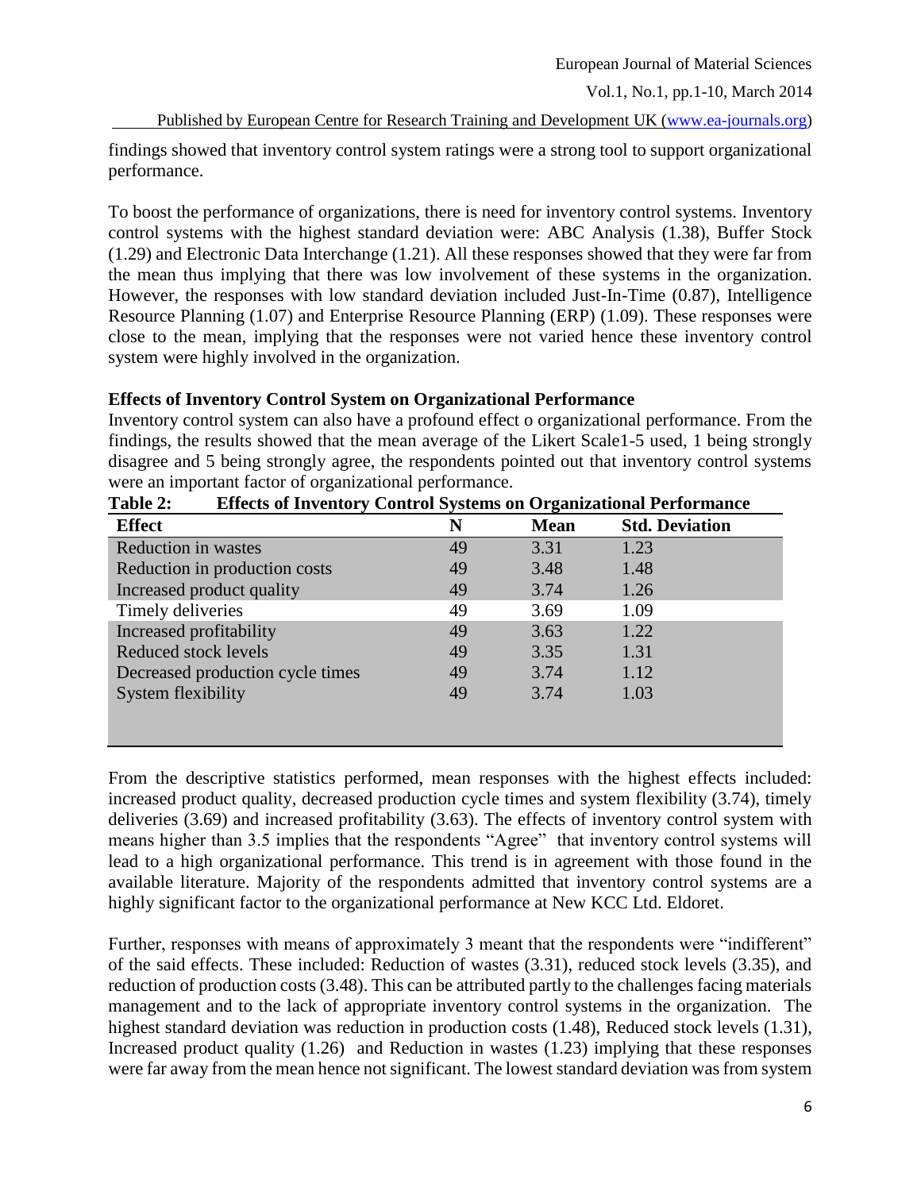findings showed that inventory control system ratings were a strong tool to support organizational performance.

To boost the performance of organizations, there is need for inventory control systems. Inventory control systems with the highest standard deviation were: ABC Analysis (1.38), Buffer Stock (1.29) and Electronic Data Interchange (1.21). All these responses showed that they were far from the mean thus implying that there was low involvement of these systems in the organization. However, the responses with low standard deviation included Just-In-Time (0.87), Intelligence Resource Planning (1.07) and Enterprise Resource Planning (ERP) (1.09). These responses were close to the mean, implying that the responses were not varied hence these inventory control system were highly involved in the organization.

**Effects of Inventory Control System on Organizational Performance**

Inventory control system can also have a profound effect o organizational performance. From the findings, the results showed that the mean average of the Likert Scale1-5 used, 1 being strongly disagree and 5 being strongly agree, the respondents pointed out that inventory control systems were an important factor of organizational performance.

**Table 2: Effects of Inventory Control Systems on Organizational Performance**

| Effect | N | Mean | Std. Deviation |
|---|---|---|---|
| Reduction in wastes | 49 | 3.31 | 1.23 |
| Reduction in production costs | 49 | 3.48 | 1.48 |
| Increased product quality | 49 | 3.74 | 1.26 |
| Timely deliveries | 49 | 3.69 | 1.09 |
| Increased profitability | 49 | 3.63 | 1.22 |
| Reduced stock levels | 49 | 3.35 | 1.31 |
| Decreased production cycle times | 49 | 3.74 | 1.12 |
| System flexibility | 49 | 3.74 | 1.03 |

From the descriptive statistics performed, mean responses with the highest effects included: increased product quality, decreased production cycle times and system flexibility (3.74), timely deliveries (3.69) and increased profitability (3.63). The effects of inventory control system with means higher than 3.5 implies that the respondents "Agree" that inventory control systems will lead to a high organizational performance. This trend is in agreement with those found in the available literature. Majority of the respondents admitted that inventory control systems are a highly significant factor to the organizational performance at New KCC Ltd. Eldoret.

Further, responses with means of approximately 3 meant that the respondents were "indifferent" of the said effects. These included: Reduction of wastes (3.31), reduced stock levels (3.35), and reduction of production costs (3.48). This can be attributed partly to the challenges facing materials management and to the lack of appropriate inventory control systems in the organization. The highest standard deviation was reduction in production costs (1.48), Reduced stock levels (1.31), Increased product quality (1.26) and Reduction in wastes (1.23) implying that these responses were far away from the mean hence not significant. The lowest standard deviation was from system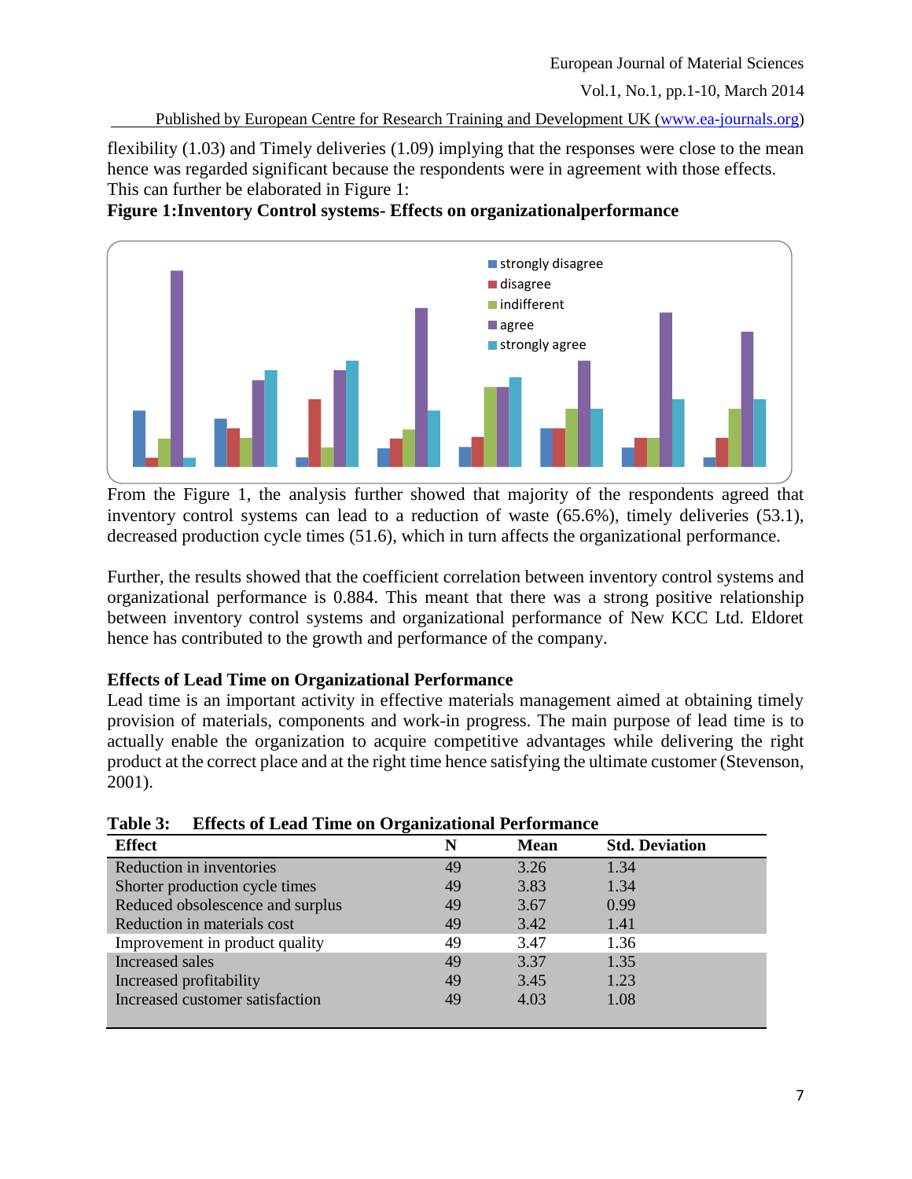flexibility (1.03) and Timely deliveries (1.09) implying that the responses were close to the mean hence was regarded significant because the respondents were in agreement with those effects. This can further be elaborated in Figure 1:

**Figure 1:Inventory Control systems- Effects on organizationalperformance**

From the Figure 1, the analysis further showed that majority of the respondents agreed that inventory control systems can lead to a reduction of waste (65.6%), timely deliveries (53.1), decreased production cycle times (51.6), which in turn affects the organizational performance.

Further, the results showed that the coefficient correlation between inventory control systems and organizational performance is 0.884. This meant that there was a strong positive relationship between inventory control systems and organizational performance of New KCC Ltd. Eldoret hence has contributed to the growth and performance of the company.

### Effects of Lead Time on Organizational Performance

Lead time is an important activity in effective materials management aimed at obtaining timely provision of materials, components and work-in progress. The main purpose of lead time is to actually enable the organization to acquire competitive advantages while delivering the right product at the correct place and at the right time hence satisfying the ultimate customer (Stevenson, 2001).

**Table 3: Effects of Lead Time on Organizational Performance**

| Effect | N | Mean | Std. Deviation |
|---|---|---|---|
| Reduction in inventories | 49 | 3.26 | 1.34 |
| Shorter production cycle times | 49 | 3.83 | 1.34 |
| Reduced obsolescence and surplus | 49 | 3.67 | 0.99 |
| Reduction in materials cost | 49 | 3.42 | 1.41 |
| Improvement in product quality | 49 | 3.47 | 1.36 |
| Increased sales | 49 | 3.37 | 1.35 |
| Increased profitability | 49 | 3.45 | 1.23 |
| Increased customer satisfaction | 49 | 4.03 | 1.08 |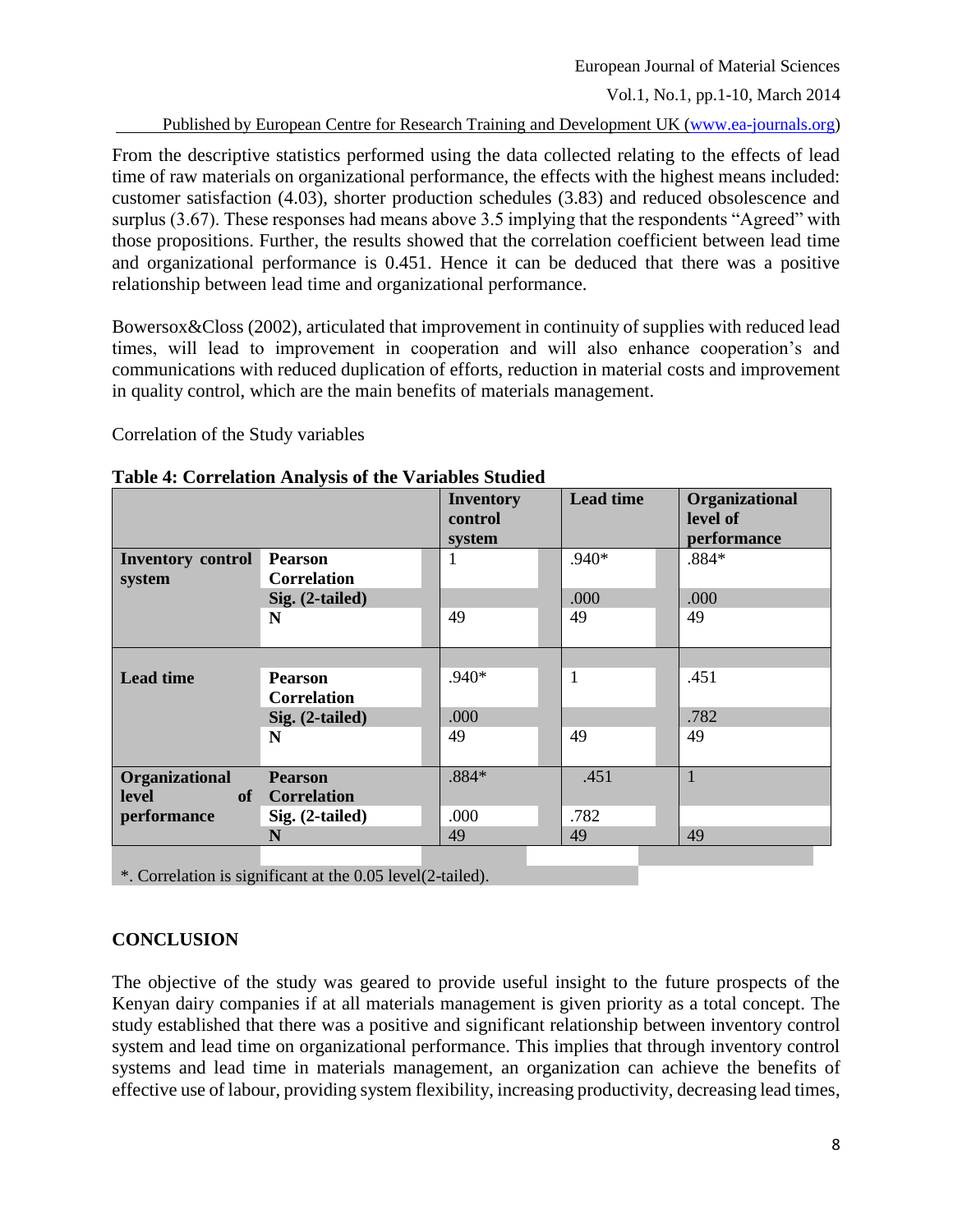From the descriptive statistics performed using the data collected relating to the effects of lead time of raw materials on organizational performance, the effects with the highest means included: customer satisfaction (4.03), shorter production schedules (3.83) and reduced obsolescence and surplus (3.67). These responses had means above 3.5 implying that the respondents "Agreed" with those propositions. Further, the results showed that the correlation coefficient between lead time and organizational performance is 0.451. Hence it can be deduced that there was a positive relationship between lead time and organizational performance.

Bowersox&Closs (2002), articulated that improvement in continuity of supplies with reduced lead times, will lead to improvement in cooperation and will also enhance cooperation's and communications with reduced duplication of efforts, reduction in material costs and improvement in quality control, which are the main benefits of materials management.

Correlation of the Study variables

**Table 4: Correlation Analysis of the Variables Studied**

| | | Inventory control system | Lead time | Organizational level of performance |
|---|---|---|---|---|
| **Inventory control system** | **Pearson Correlation** | 1 | .940* | .884* |
| | **Sig. (2-tailed)** | | .000 | .000 |
| | **N** | 49 | 49 | 49 |
| **Lead time** | **Pearson Correlation** | .940* | 1 | .451 |
| | **Sig. (2-tailed)** | .000 | | .782 |
| | **N** | 49 | 49 | 49 |
| **Organizational level of performance** | **Pearson Correlation** | .884* | .451 | 1 |
| | **Sig. (2-tailed)** | .000 | .782 | |
| | **N** | 49 | 49 | 49 |

*. Correlation is significant at the 0.05 level(2-tailed).

## CONCLUSION

The objective of the study was geared to provide useful insight to the future prospects of the Kenyan dairy companies if at all materials management is given priority as a total concept. The study established that there was a positive and significant relationship between inventory control system and lead time on organizational performance. This implies that through inventory control systems and lead time in materials management, an organization can achieve the benefits of effective use of labour, providing system flexibility, increasing productivity, decreasing lead times,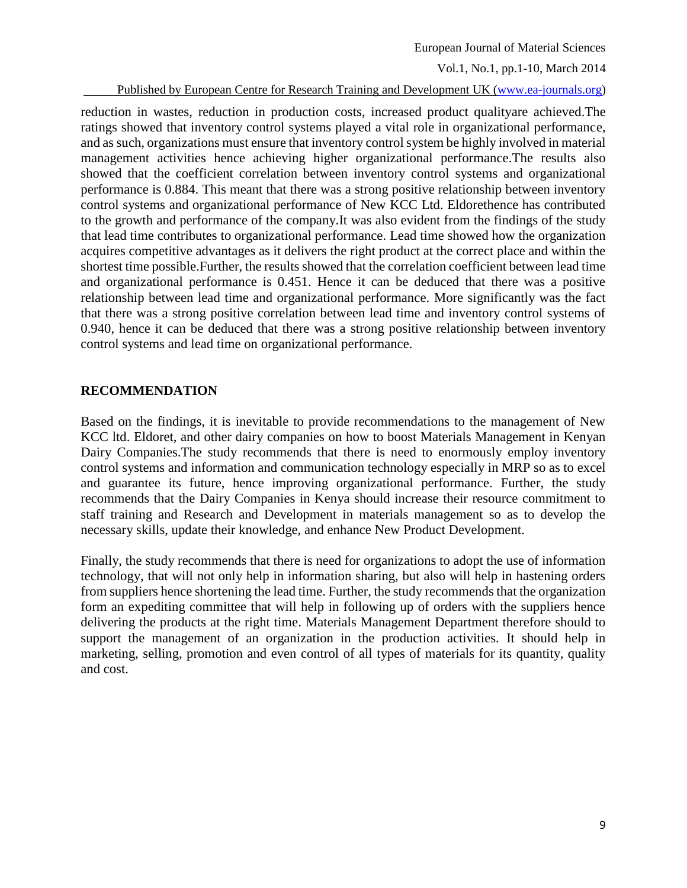reduction in wastes, reduction in production costs, increased product qualityare achieved.The ratings showed that inventory control systems played a vital role in organizational performance, and as such, organizations must ensure that inventory control system be highly involved in material management activities hence achieving higher organizational performance.The results also showed that the coefficient correlation between inventory control systems and organizational performance is 0.884. This meant that there was a strong positive relationship between inventory control systems and organizational performance of New KCC Ltd. Eldorethence has contributed to the growth and performance of the company.It was also evident from the findings of the study that lead time contributes to organizational performance. Lead time showed how the organization acquires competitive advantages as it delivers the right product at the correct place and within the shortest time possible.Further, the results showed that the correlation coefficient between lead time and organizational performance is 0.451. Hence it can be deduced that there was a positive relationship between lead time and organizational performance. More significantly was the fact that there was a strong positive correlation between lead time and inventory control systems of 0.940, hence it can be deduced that there was a strong positive relationship between inventory control systems and lead time on organizational performance.

## RECOMMENDATION

Based on the findings, it is inevitable to provide recommendations to the management of New KCC ltd. Eldoret, and other dairy companies on how to boost Materials Management in Kenyan Dairy Companies.The study recommends that there is need to enormously employ inventory control systems and information and communication technology especially in MRP so as to excel and guarantee its future, hence improving organizational performance. Further, the study recommends that the Dairy Companies in Kenya should increase their resource commitment to staff training and Research and Development in materials management so as to develop the necessary skills, update their knowledge, and enhance New Product Development.

Finally, the study recommends that there is need for organizations to adopt the use of information technology, that will not only help in information sharing, but also will help in hastening orders from suppliers hence shortening the lead time. Further, the study recommends that the organization form an expediting committee that will help in following up of orders with the suppliers hence delivering the products at the right time. Materials Management Department therefore should to support the management of an organization in the production activities. It should help in marketing, selling, promotion and even control of all types of materials for its quantity, quality and cost.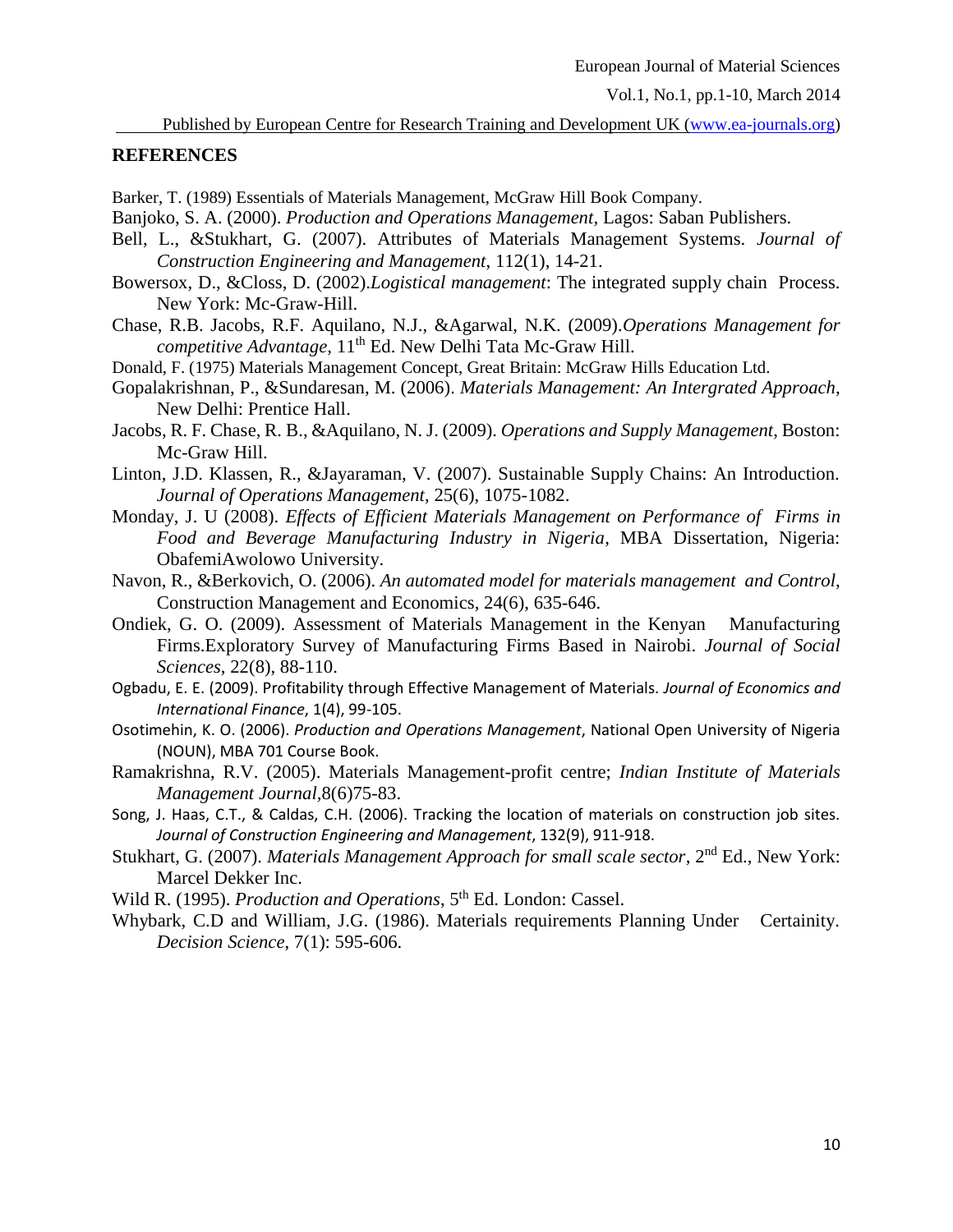## REFERENCES

Barker, T. (1989) Essentials of Materials Management, McGraw Hill Book Company.

Banjoko, S. A. (2000). *Production and Operations Management*, Lagos: Saban Publishers.

Bell, L., &Stukhart, G. (2007). Attributes of Materials Management Systems. *Journal of Construction Engineering and Management*, 112(1), 14-21.

Bowersox, D., &Closs, D. (2002).*Logistical management*: The integrated supply chain Process. New York: Mc-Graw-Hill.

Chase, R.B. Jacobs, R.F. Aquilano, N.J., &Agarwal, N.K. (2009).*Operations Management for competitive Advantage*, 11th Ed. New Delhi Tata Mc-Graw Hill.

Donald, F. (1975) Materials Management Concept, Great Britain: McGraw Hills Education Ltd.

Gopalakrishnan, P., &Sundaresan, M. (2006). *Materials Management: An Intergrated Approach*, New Delhi: Prentice Hall.

Jacobs, R. F. Chase, R. B., &Aquilano, N. J. (2009). *Operations and Supply Management*, Boston: Mc-Graw Hill.

Linton, J.D. Klassen, R., &Jayaraman, V. (2007). Sustainable Supply Chains: An Introduction. *Journal of Operations Management*, 25(6), 1075-1082.

Monday, J. U (2008). *Effects of Efficient Materials Management on Performance of Firms in Food and Beverage Manufacturing Industry in Nigeria*, MBA Dissertation, Nigeria: ObafemiAwolowo University.

Navon, R., &Berkovich, O. (2006). *An automated model for materials management and Control*, Construction Management and Economics, 24(6), 635-646.

Ondiek, G. O. (2009). Assessment of Materials Management in the Kenyan Manufacturing Firms.Exploratory Survey of Manufacturing Firms Based in Nairobi. *Journal of Social Sciences*, 22(8), 88-110.

Ogbadu, E. E. (2009). Profitability through Effective Management of Materials. *Journal of Economics and International Finance*, 1(4), 99-105.

Osotimehin, K. O. (2006). *Production and Operations Management*, National Open University of Nigeria (NOUN), MBA 701 Course Book.

Ramakrishna, R.V. (2005). Materials Management-profit centre; *Indian Institute of Materials Management Journal*,8(6)75-83.

Song, J. Haas, C.T., & Caldas, C.H. (2006). Tracking the location of materials on construction job sites. *Journal of Construction Engineering and Management*, 132(9), 911-918.

Stukhart, G. (2007). *Materials Management Approach for small scale sector*, 2nd Ed., New York: Marcel Dekker Inc.

Wild R. (1995). *Production and Operations*, 5th Ed. London: Cassel.

Whybark, C.D and William, J.G. (1986). Materials requirements Planning Under Certainity. *Decision Science*, 7(1): 595-606.